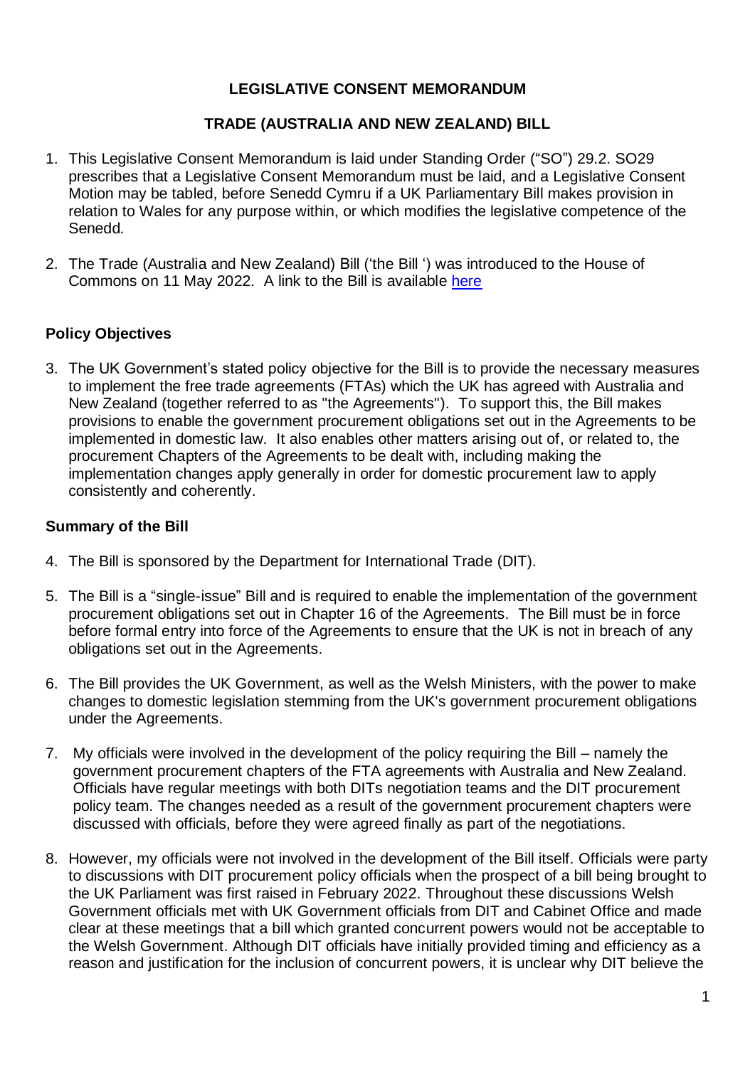# LEGISLATIVE CONSENT MEMORANDUM

## TRADE (AUSTRALIA AND NEW ZEALAND) BILL

1. This Legislative Consent Memorandum is laid under Standing Order ("SO") 29.2. SO29 prescribes that a Legislative Consent Memorandum must be laid, and a Legislative Consent Motion may be tabled, before Senedd Cymru if a UK Parliamentary Bill makes provision in relation to Wales for any purpose within, or which modifies the legislative competence of the Senedd.

2. The Trade (Australia and New Zealand) Bill ('the Bill ') was introduced to the House of Commons on 11 May 2022. A link to the Bill is available here

### Policy Objectives

3. The UK Government's stated policy objective for the Bill is to provide the necessary measures to implement the free trade agreements (FTAs) which the UK has agreed with Australia and New Zealand (together referred to as "the Agreements"). To support this, the Bill makes provisions to enable the government procurement obligations set out in the Agreements to be implemented in domestic law. It also enables other matters arising out of, or related to, the procurement Chapters of the Agreements to be dealt with, including making the implementation changes apply generally in order for domestic procurement law to apply consistently and coherently.

### Summary of the Bill

4. The Bill is sponsored by the Department for International Trade (DIT).

5. The Bill is a "single-issue" Bill and is required to enable the implementation of the government procurement obligations set out in Chapter 16 of the Agreements. The Bill must be in force before formal entry into force of the Agreements to ensure that the UK is not in breach of any obligations set out in the Agreements.

6. The Bill provides the UK Government, as well as the Welsh Ministers, with the power to make changes to domestic legislation stemming from the UK's government procurement obligations under the Agreements.

7. My officials were involved in the development of the policy requiring the Bill – namely the government procurement chapters of the FTA agreements with Australia and New Zealand. Officials have regular meetings with both DITs negotiation teams and the DIT procurement policy team. The changes needed as a result of the government procurement chapters were discussed with officials, before they were agreed finally as part of the negotiations.

8. However, my officials were not involved in the development of the Bill itself. Officials were party to discussions with DIT procurement policy officials when the prospect of a bill being brought to the UK Parliament was first raised in February 2022. Throughout these discussions Welsh Government officials met with UK Government officials from DIT and Cabinet Office and made clear at these meetings that a bill which granted concurrent powers would not be acceptable to the Welsh Government. Although DIT officials have initially provided timing and efficiency as a reason and justification for the inclusion of concurrent powers, it is unclear why DIT believe the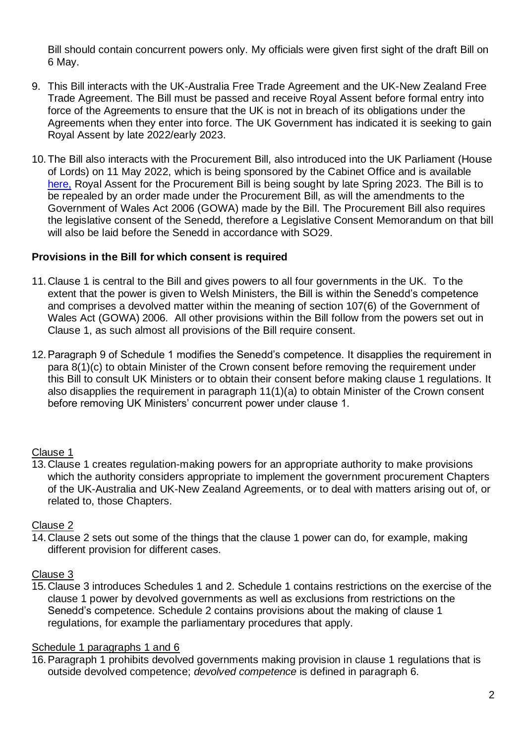Bill should contain concurrent powers only. My officials were given first sight of the draft Bill on 6 May.

9. This Bill interacts with the UK-Australia Free Trade Agreement and the UK-New Zealand Free Trade Agreement. The Bill must be passed and receive Royal Assent before formal entry into force of the Agreements to ensure that the UK is not in breach of its obligations under the Agreements when they enter into force. The UK Government has indicated it is seeking to gain Royal Assent by late 2022/early 2023.

10. The Bill also interacts with the Procurement Bill, also introduced into the UK Parliament (House of Lords) on 11 May 2022, which is being sponsored by the Cabinet Office and is available here, Royal Assent for the Procurement Bill is being sought by late Spring 2023. The Bill is to be repealed by an order made under the Procurement Bill, as will the amendments to the Government of Wales Act 2006 (GOWA) made by the Bill. The Procurement Bill also requires the legislative consent of the Senedd, therefore a Legislative Consent Memorandum on that bill will also be laid before the Senedd in accordance with SO29.

## Provisions in the Bill for which consent is required

11. Clause 1 is central to the Bill and gives powers to all four governments in the UK. To the extent that the power is given to Welsh Ministers, the Bill is within the Senedd's competence and comprises a devolved matter within the meaning of section 107(6) of the Government of Wales Act (GOWA) 2006. All other provisions within the Bill follow from the powers set out in Clause 1, as such almost all provisions of the Bill require consent.

12. Paragraph 9 of Schedule 1 modifies the Senedd's competence. It disapplies the requirement in para 8(1)(c) to obtain Minister of the Crown consent before removing the requirement under this Bill to consult UK Ministers or to obtain their consent before making clause 1 regulations. It also disapplies the requirement in paragraph 11(1)(a) to obtain Minister of the Crown consent before removing UK Ministers' concurrent power under clause 1.

Clause 1

13. Clause 1 creates regulation-making powers for an appropriate authority to make provisions which the authority considers appropriate to implement the government procurement Chapters of the UK-Australia and UK-New Zealand Agreements, or to deal with matters arising out of, or related to, those Chapters.

Clause 2

14. Clause 2 sets out some of the things that the clause 1 power can do, for example, making different provision for different cases.

Clause 3

15. Clause 3 introduces Schedules 1 and 2. Schedule 1 contains restrictions on the exercise of the clause 1 power by devolved governments as well as exclusions from restrictions on the Senedd's competence. Schedule 2 contains provisions about the making of clause 1 regulations, for example the parliamentary procedures that apply.

Schedule 1 paragraphs 1 and 6

16. Paragraph 1 prohibits devolved governments making provision in clause 1 regulations that is outside devolved competence; *devolved competence* is defined in paragraph 6.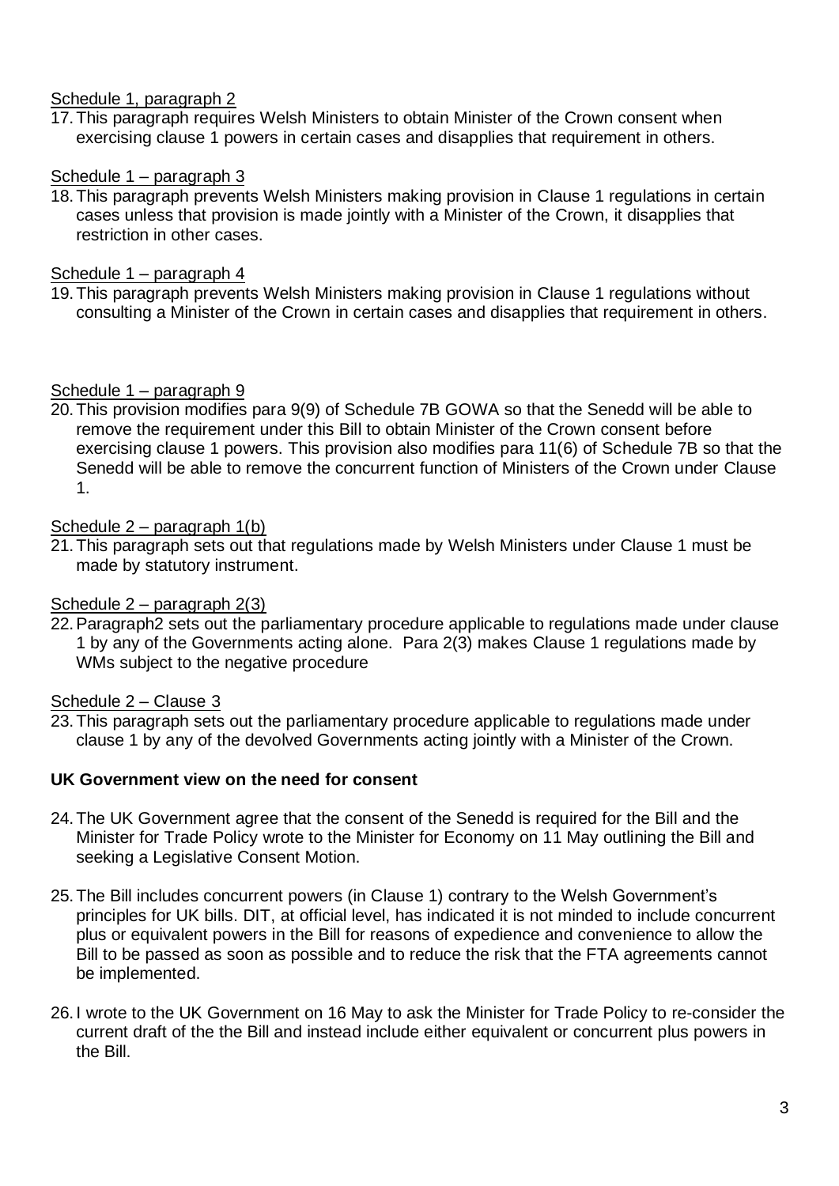Schedule 1, paragraph 2

17. This paragraph requires Welsh Ministers to obtain Minister of the Crown consent when exercising clause 1 powers in certain cases and disapplies that requirement in others.

Schedule 1 – paragraph 3

18. This paragraph prevents Welsh Ministers making provision in Clause 1 regulations in certain cases unless that provision is made jointly with a Minister of the Crown, it disapplies that restriction in other cases.

Schedule 1 – paragraph 4

19. This paragraph prevents Welsh Ministers making provision in Clause 1 regulations without consulting a Minister of the Crown in certain cases and disapplies that requirement in others.

Schedule 1 – paragraph 9

20. This provision modifies para 9(9) of Schedule 7B GOWA so that the Senedd will be able to remove the requirement under this Bill to obtain Minister of the Crown consent before exercising clause 1 powers. This provision also modifies para 11(6) of Schedule 7B so that the Senedd will be able to remove the concurrent function of Ministers of the Crown under Clause 1.

Schedule 2 – paragraph 1(b)

21. This paragraph sets out that regulations made by Welsh Ministers under Clause 1 must be made by statutory instrument.

Schedule 2 – paragraph 2(3)

22. Paragraph2 sets out the parliamentary procedure applicable to regulations made under clause 1 by any of the Governments acting alone. Para 2(3) makes Clause 1 regulations made by WMs subject to the negative procedure

Schedule 2 – Clause 3

23. This paragraph sets out the parliamentary procedure applicable to regulations made under clause 1 by any of the devolved Governments acting jointly with a Minister of the Crown.

**UK Government view on the need for consent**

24. The UK Government agree that the consent of the Senedd is required for the Bill and the Minister for Trade Policy wrote to the Minister for Economy on 11 May outlining the Bill and seeking a Legislative Consent Motion.

25. The Bill includes concurrent powers (in Clause 1) contrary to the Welsh Government's principles for UK bills. DIT, at official level, has indicated it is not minded to include concurrent plus or equivalent powers in the Bill for reasons of expedience and convenience to allow the Bill to be passed as soon as possible and to reduce the risk that the FTA agreements cannot be implemented.

26. I wrote to the UK Government on 16 May to ask the Minister for Trade Policy to re-consider the current draft of the the Bill and instead include either equivalent or concurrent plus powers in the Bill.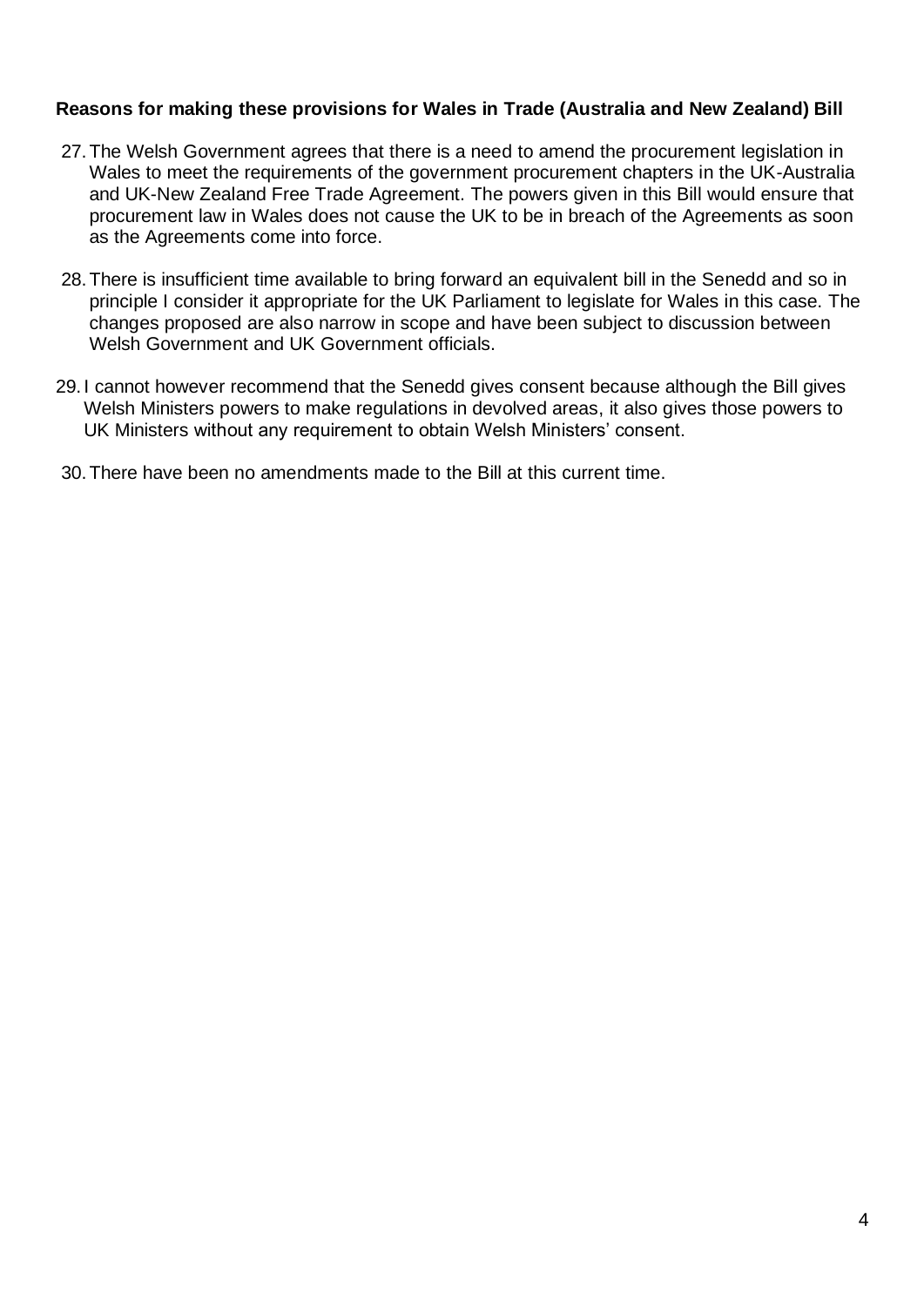**Reasons for making these provisions for Wales in Trade (Australia and New Zealand) Bill**

27. The Welsh Government agrees that there is a need to amend the procurement legislation in Wales to meet the requirements of the government procurement chapters in the UK-Australia and UK-New Zealand Free Trade Agreement. The powers given in this Bill would ensure that procurement law in Wales does not cause the UK to be in breach of the Agreements as soon as the Agreements come into force.

28. There is insufficient time available to bring forward an equivalent bill in the Senedd and so in principle I consider it appropriate for the UK Parliament to legislate for Wales in this case. The changes proposed are also narrow in scope and have been subject to discussion between Welsh Government and UK Government officials.

29. I cannot however recommend that the Senedd gives consent because although the Bill gives Welsh Ministers powers to make regulations in devolved areas, it also gives those powers to UK Ministers without any requirement to obtain Welsh Ministers' consent.

30. There have been no amendments made to the Bill at this current time.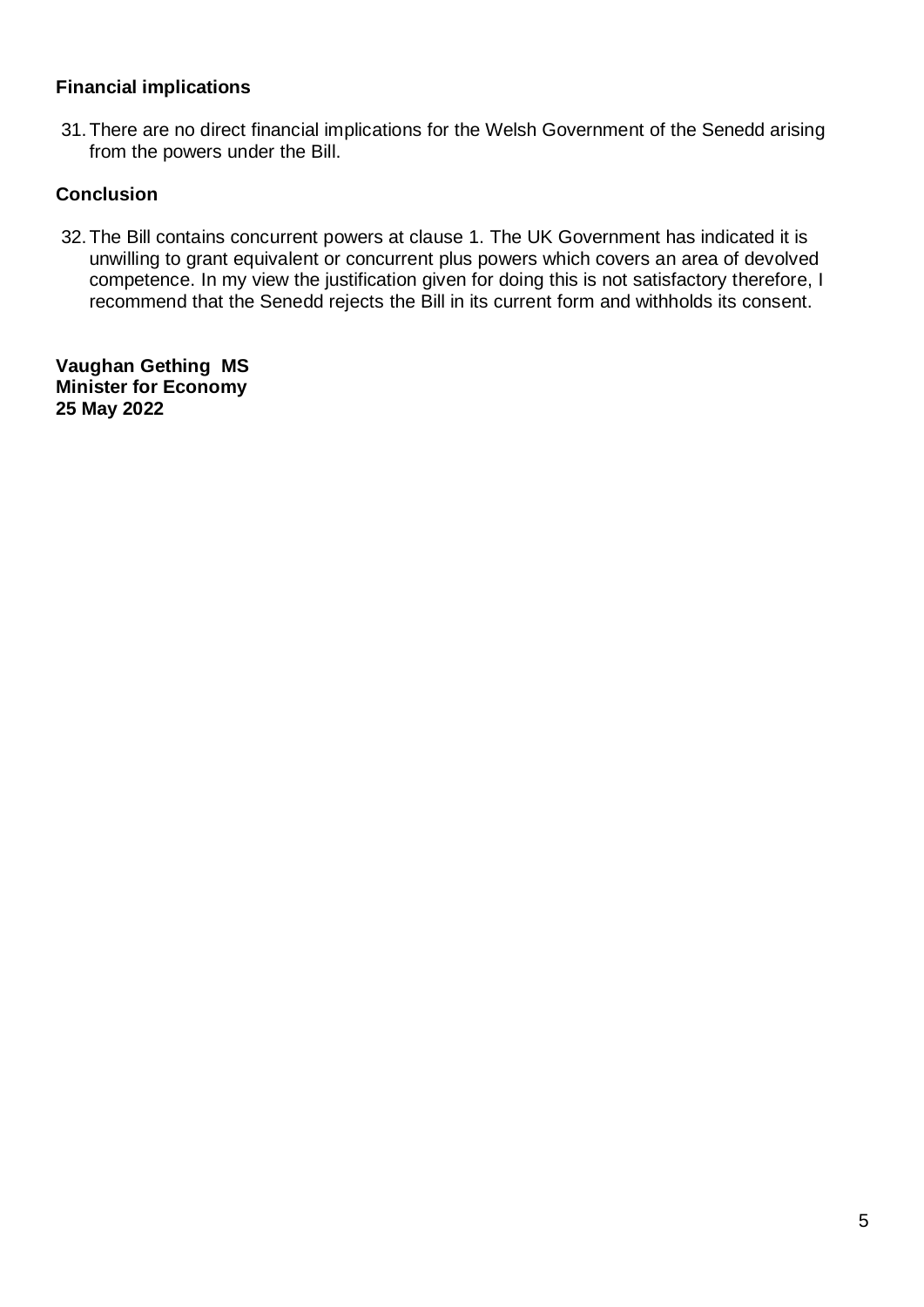## Financial implications

31. There are no direct financial implications for the Welsh Government of the Senedd arising from the powers under the Bill.

## Conclusion

32. The Bill contains concurrent powers at clause 1. The UK Government has indicated it is unwilling to grant equivalent or concurrent plus powers which covers an area of devolved competence. In my view the justification given for doing this is not satisfactory therefore, I recommend that the Senedd rejects the Bill in its current form and withholds its consent.

**Vaughan Gething MS**
**Minister for Economy**
**25 May 2022**